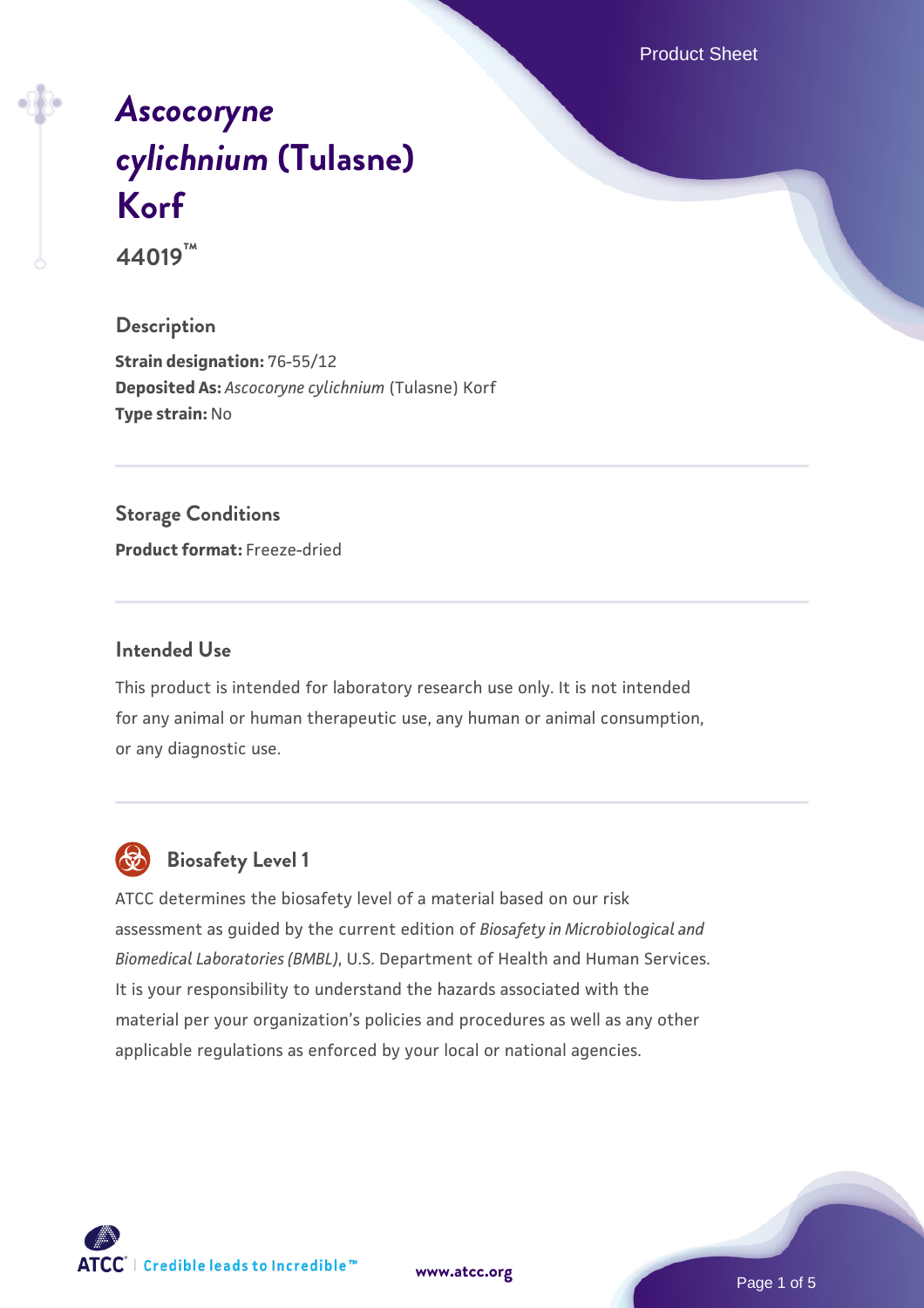# *Ascocoryne cylichnium* (Tulasne) Korf

**44019™**

## Description

**Strain designation:** 76-55/12
**Deposited As:** *Ascocoryne cylichnium* (Tulasne) Korf
**Type strain:** No

## Storage Conditions

**Product format:** Freeze-dried

## Intended Use

This product is intended for laboratory research use only. It is not intended for any animal or human therapeutic use, any human or animal consumption, or any diagnostic use.

## Biosafety Level 1

ATCC determines the biosafety level of a material based on our risk assessment as guided by the current edition of *Biosafety in Microbiological and Biomedical Laboratories (BMBL)*, U.S. Department of Health and Human Services. It is your responsibility to understand the hazards associated with the material per your organization's policies and procedures as well as any other applicable regulations as enforced by your local or national agencies.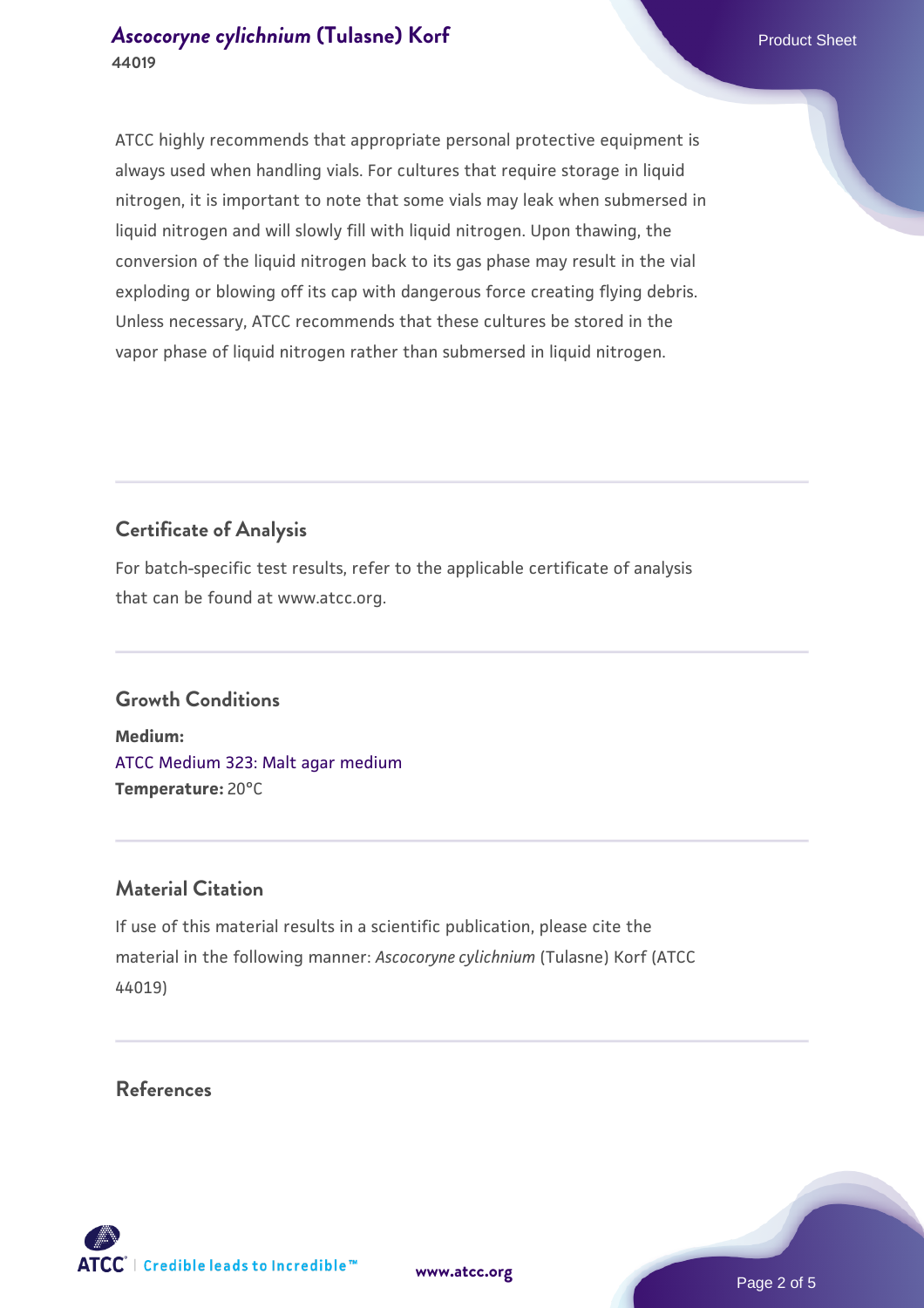ATCC highly recommends that appropriate personal protective equipment is always used when handling vials. For cultures that require storage in liquid nitrogen, it is important to note that some vials may leak when submersed in liquid nitrogen and will slowly fill with liquid nitrogen. Upon thawing, the conversion of the liquid nitrogen back to its gas phase may result in the vial exploding or blowing off its cap with dangerous force creating flying debris. Unless necessary, ATCC recommends that these cultures be stored in the vapor phase of liquid nitrogen rather than submersed in liquid nitrogen.

## Certificate of Analysis

For batch-specific test results, refer to the applicable certificate of analysis that can be found at www.atcc.org.

## Growth Conditions

**Medium:**
ATCC Medium 323: Malt agar medium
**Temperature:** 20°C

## Material Citation

If use of this material results in a scientific publication, please cite the material in the following manner: *Ascocoryne cylichnium* (Tulasne) Korf (ATCC 44019)

## References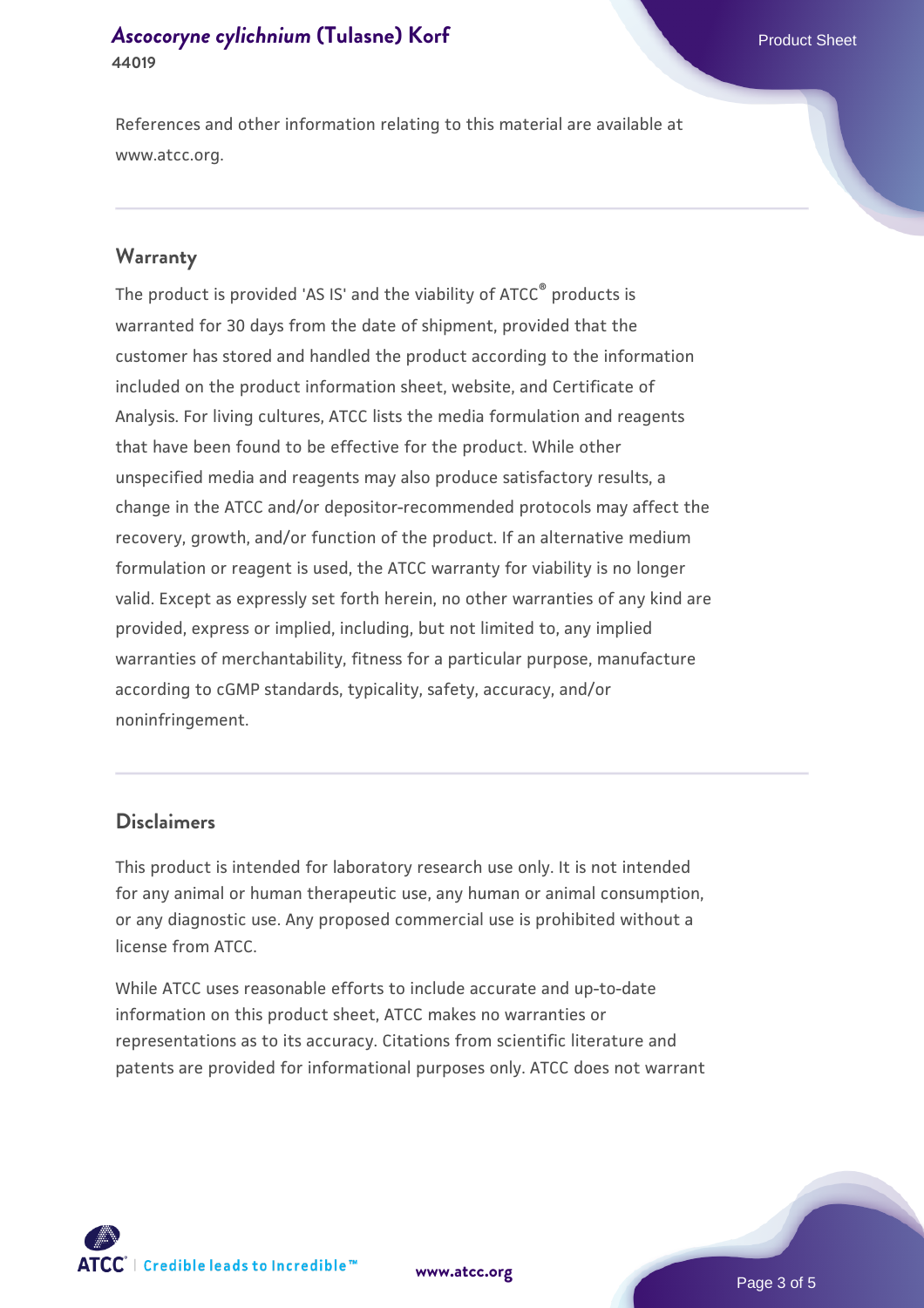References and other information relating to this material are available at www.atcc.org.

## Warranty

The product is provided 'AS IS' and the viability of ATCC® products is warranted for 30 days from the date of shipment, provided that the customer has stored and handled the product according to the information included on the product information sheet, website, and Certificate of Analysis. For living cultures, ATCC lists the media formulation and reagents that have been found to be effective for the product. While other unspecified media and reagents may also produce satisfactory results, a change in the ATCC and/or depositor-recommended protocols may affect the recovery, growth, and/or function of the product. If an alternative medium formulation or reagent is used, the ATCC warranty for viability is no longer valid. Except as expressly set forth herein, no other warranties of any kind are provided, express or implied, including, but not limited to, any implied warranties of merchantability, fitness for a particular purpose, manufacture according to cGMP standards, typicality, safety, accuracy, and/or noninfringement.

## Disclaimers

This product is intended for laboratory research use only. It is not intended for any animal or human therapeutic use, any human or animal consumption, or any diagnostic use. Any proposed commercial use is prohibited without a license from ATCC.

While ATCC uses reasonable efforts to include accurate and up-to-date information on this product sheet, ATCC makes no warranties or representations as to its accuracy. Citations from scientific literature and patents are provided for informational purposes only. ATCC does not warrant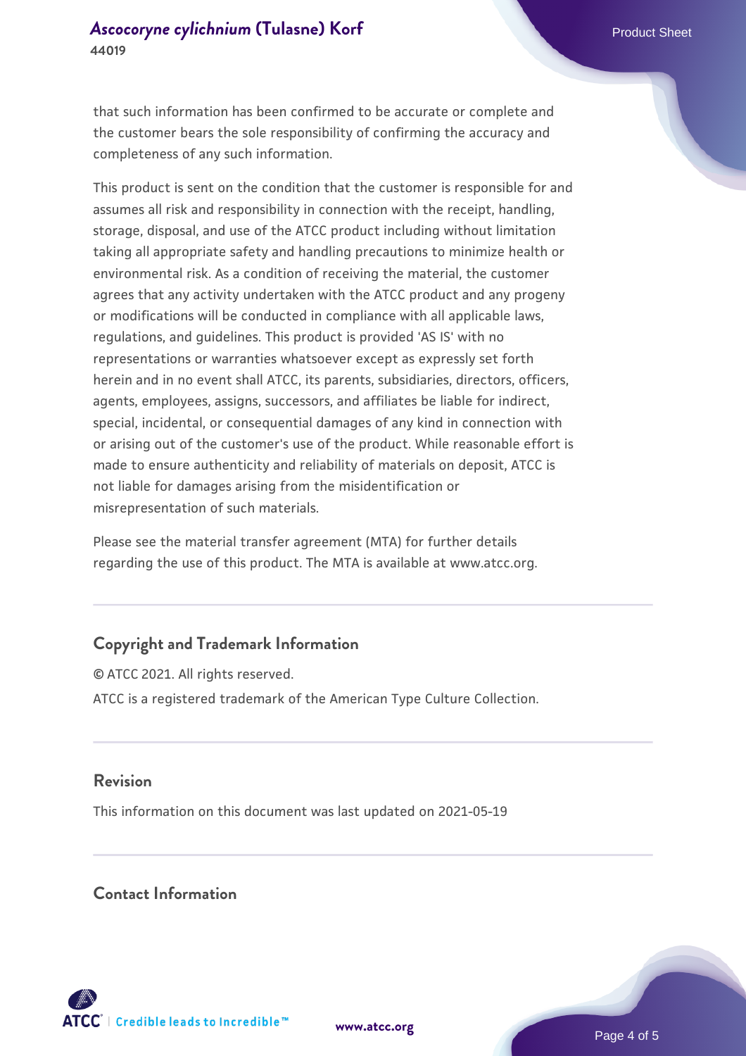that such information has been confirmed to be accurate or complete and the customer bears the sole responsibility of confirming the accuracy and completeness of any such information.

This product is sent on the condition that the customer is responsible for and assumes all risk and responsibility in connection with the receipt, handling, storage, disposal, and use of the ATCC product including without limitation taking all appropriate safety and handling precautions to minimize health or environmental risk. As a condition of receiving the material, the customer agrees that any activity undertaken with the ATCC product and any progeny or modifications will be conducted in compliance with all applicable laws, regulations, and guidelines. This product is provided 'AS IS' with no representations or warranties whatsoever except as expressly set forth herein and in no event shall ATCC, its parents, subsidiaries, directors, officers, agents, employees, assigns, successors, and affiliates be liable for indirect, special, incidental, or consequential damages of any kind in connection with or arising out of the customer's use of the product. While reasonable effort is made to ensure authenticity and reliability of materials on deposit, ATCC is not liable for damages arising from the misidentification or misrepresentation of such materials.

Please see the material transfer agreement (MTA) for further details regarding the use of this product. The MTA is available at www.atcc.org.

## Copyright and Trademark Information

© ATCC 2021. All rights reserved.

ATCC is a registered trademark of the American Type Culture Collection.

## Revision

This information on this document was last updated on 2021-05-19

## Contact Information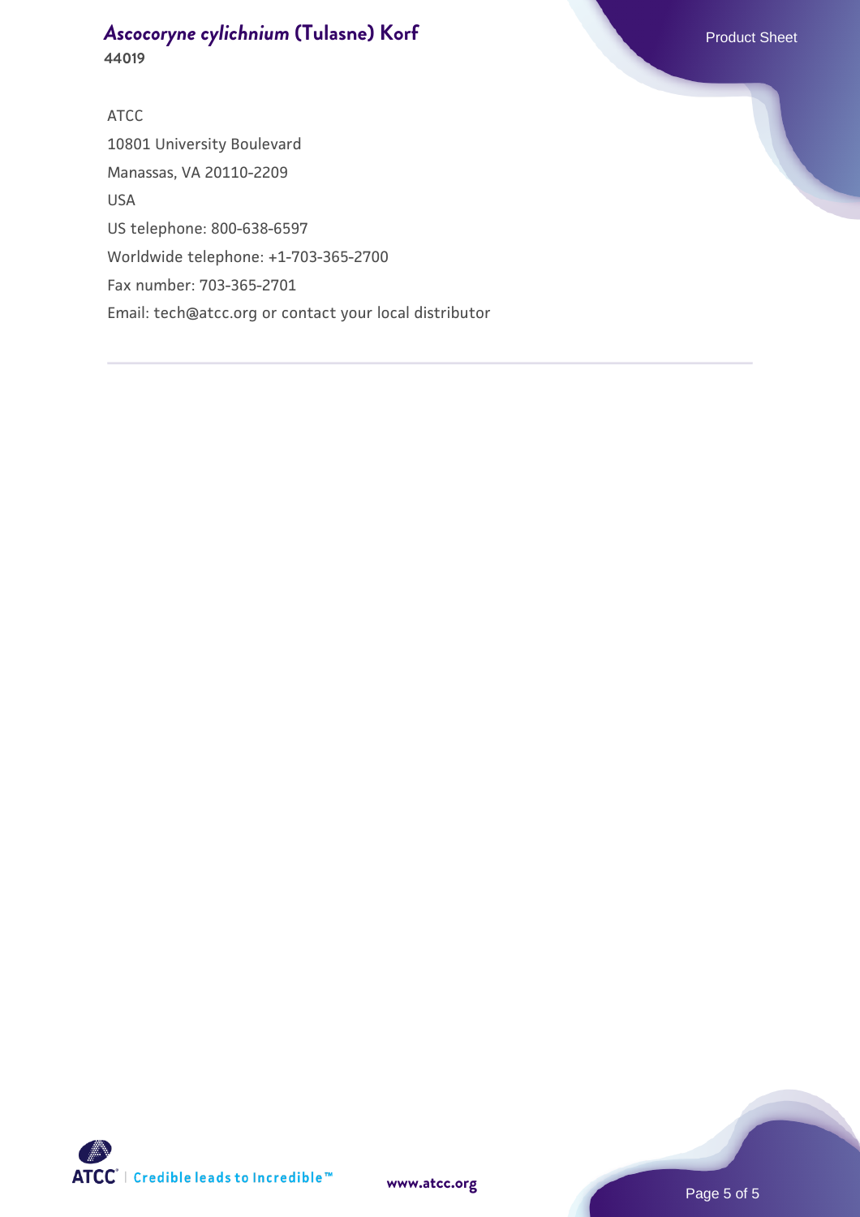ATCC

10801 University Boulevard

Manassas, VA 20110-2209

USA

US telephone: 800-638-6597

Worldwide telephone: +1-703-365-2700

Fax number: 703-365-2701

Email: tech@atcc.org or contact your local distributor